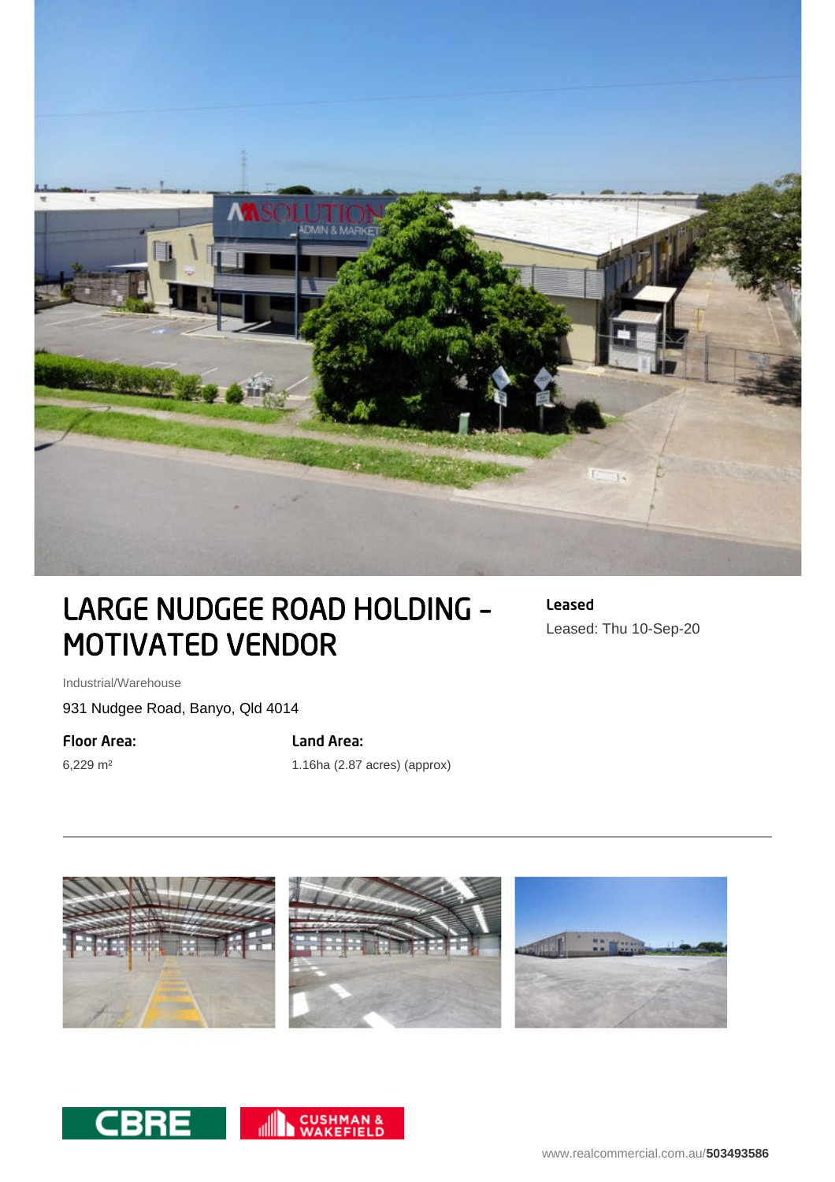# LARGE NUDGEE ROAD HOLDING - MOTIVATED VENDOR

**Leased**

Leased: Thu 10-Sep-20

Industrial/Warehouse

931 Nudgee Road, Banyo, Qld 4014

**Floor Area:**

6,229 m²

**Land Area:**

1.16ha (2.87 acres) (approx)

CBRE

CUSHMAN & WAKEFIELD

www.realcommercial.com.au/**503493586**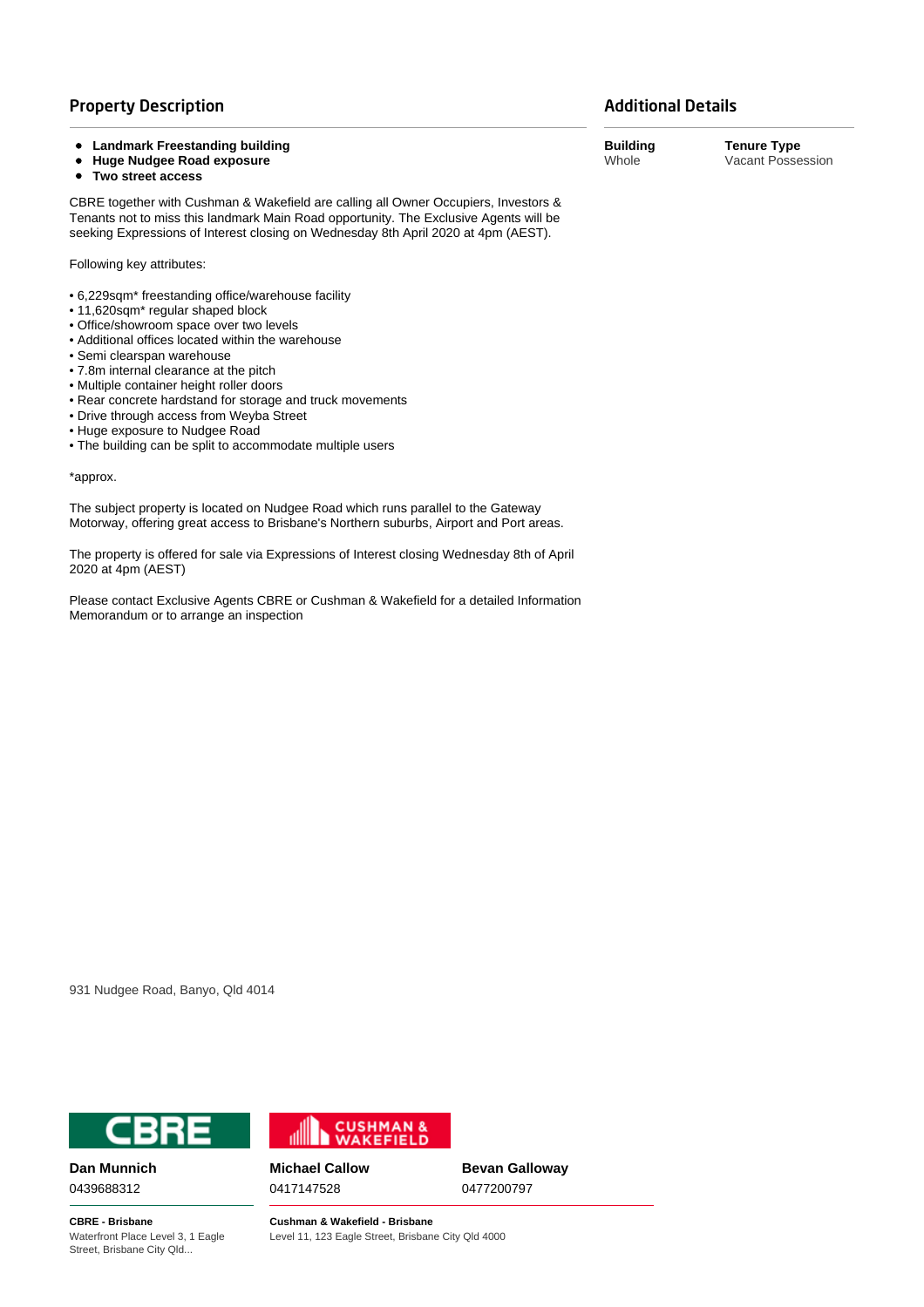## Property Description

- **Landmark Freestanding building**
- **Huge Nudgee Road exposure**
- **Two street access**

CBRE together with Cushman & Wakefield are calling all Owner Occupiers, Investors & Tenants not to miss this landmark Main Road opportunity. The Exclusive Agents will be seeking Expressions of Interest closing on Wednesday 8th April 2020 at 4pm (AEST).

Following key attributes:

• 6,229sqm* freestanding office/warehouse facility
• 11,620sqm* regular shaped block
• Office/showroom space over two levels
• Additional offices located within the warehouse
• Semi clearspan warehouse
• 7.8m internal clearance at the pitch
• Multiple container height roller doors
• Rear concrete hardstand for storage and truck movements
• Drive through access from Weyba Street
• Huge exposure to Nudgee Road
• The building can be split to accommodate multiple users

*approx.

The subject property is located on Nudgee Road which runs parallel to the Gateway Motorway, offering great access to Brisbane's Northern suburbs, Airport and Port areas.

The property is offered for sale via Expressions of Interest closing Wednesday 8th of April 2020 at 4pm (AEST)

Please contact Exclusive Agents CBRE or Cushman & Wakefield for a detailed Information Memorandum or to arrange an inspection

## Additional Details

| Building | Tenure Type |
|---|---|
| Whole | Vacant Possession |

931 Nudgee Road, Banyo, Qld 4014

CBRE

CUSHMAN & WAKEFIELD

**Dan Munnich**
0439688312

**Michael Callow**
0417147528

**Bevan Galloway**
0477200797

**CBRE - Brisbane**
Waterfront Place Level 3, 1 Eagle Street, Brisbane City Qld...

**Cushman & Wakefield - Brisbane**
Level 11, 123 Eagle Street, Brisbane City Qld 4000